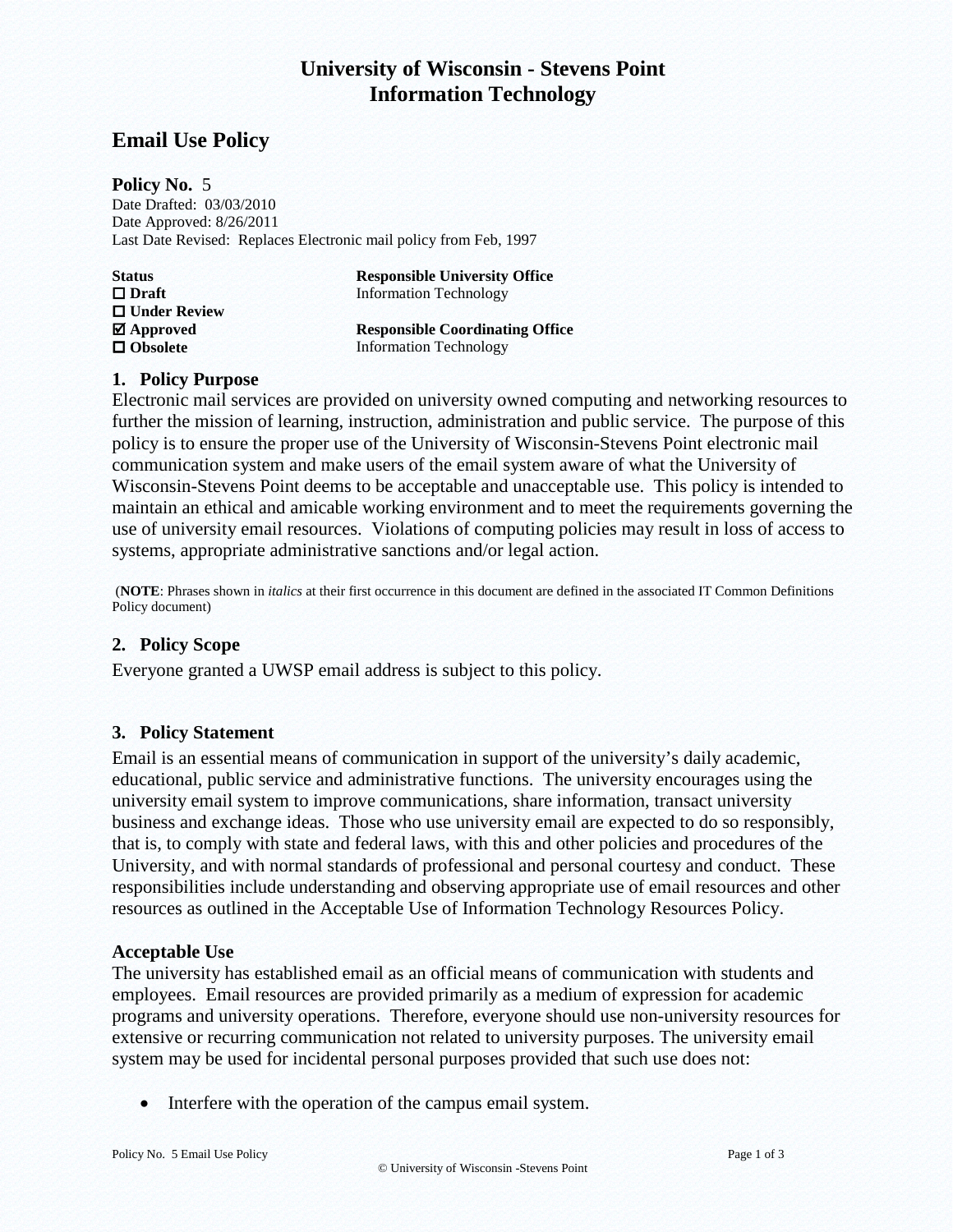# University of Wisconsin - Stevens Point
# Information Technology

## Email Use Policy

**Policy No.** 5
Date Drafted: 03/03/2010
Date Approved: 8/26/2011
Last Date Revised: Replaces Electronic mail policy from Feb, 1997

| **Status** | **Responsible University Office** |
|---|---|
| ☐ **Draft** | Information Technology |
| ☐ **Under Review** | |
| ☑ **Approved** | **Responsible Coordinating Office** |
| ☐ **Obsolete** | Information Technology |

### 1. Policy Purpose

Electronic mail services are provided on university owned computing and networking resources to further the mission of learning, instruction, administration and public service. The purpose of this policy is to ensure the proper use of the University of Wisconsin-Stevens Point electronic mail communication system and make users of the email system aware of what the University of Wisconsin-Stevens Point deems to be acceptable and unacceptable use. This policy is intended to maintain an ethical and amicable working environment and to meet the requirements governing the use of university email resources. Violations of computing policies may result in loss of access to systems, appropriate administrative sanctions and/or legal action.

(**NOTE**: Phrases shown in *italics* at their first occurrence in this document are defined in the associated IT Common Definitions Policy document)

### 2. Policy Scope

Everyone granted a UWSP email address is subject to this policy.

### 3. Policy Statement

Email is an essential means of communication in support of the university's daily academic, educational, public service and administrative functions. The university encourages using the university email system to improve communications, share information, transact university business and exchange ideas. Those who use university email are expected to do so responsibly, that is, to comply with state and federal laws, with this and other policies and procedures of the University, and with normal standards of professional and personal courtesy and conduct. These responsibilities include understanding and observing appropriate use of email resources and other resources as outlined in the Acceptable Use of Information Technology Resources Policy.

**Acceptable Use**

The university has established email as an official means of communication with students and employees. Email resources are provided primarily as a medium of expression for academic programs and university operations. Therefore, everyone should use non-university resources for extensive or recurring communication not related to university purposes. The university email system may be used for incidental personal purposes provided that such use does not:

- Interfere with the operation of the campus email system.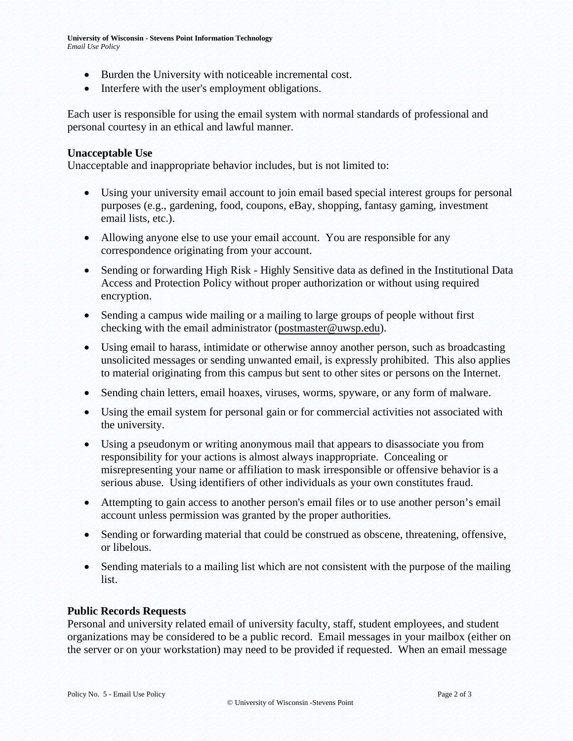- Burden the University with noticeable incremental cost.
- Interfere with the user's employment obligations.

Each user is responsible for using the email system with normal standards of professional and personal courtesy in an ethical and lawful manner.

**Unacceptable Use**

Unacceptable and inappropriate behavior includes, but is not limited to:

- Using your university email account to join email based special interest groups for personal purposes (e.g., gardening, food, coupons, eBay, shopping, fantasy gaming, investment email lists, etc.).
- Allowing anyone else to use your email account. You are responsible for any correspondence originating from your account.
- Sending or forwarding High Risk - Highly Sensitive data as defined in the Institutional Data Access and Protection Policy without proper authorization or without using required encryption.
- Sending a campus wide mailing or a mailing to large groups of people without first checking with the email administrator (postmaster@uwsp.edu).
- Using email to harass, intimidate or otherwise annoy another person, such as broadcasting unsolicited messages or sending unwanted email, is expressly prohibited. This also applies to material originating from this campus but sent to other sites or persons on the Internet.
- Sending chain letters, email hoaxes, viruses, worms, spyware, or any form of malware.
- Using the email system for personal gain or for commercial activities not associated with the university.
- Using a pseudonym or writing anonymous mail that appears to disassociate you from responsibility for your actions is almost always inappropriate. Concealing or misrepresenting your name or affiliation to mask irresponsible or offensive behavior is a serious abuse. Using identifiers of other individuals as your own constitutes fraud.
- Attempting to gain access to another person's email files or to use another person's email account unless permission was granted by the proper authorities.
- Sending or forwarding material that could be construed as obscene, threatening, offensive, or libelous.
- Sending materials to a mailing list which are not consistent with the purpose of the mailing list.

**Public Records Requests**

Personal and university related email of university faculty, staff, student employees, and student organizations may be considered to be a public record. Email messages in your mailbox (either on the server or on your workstation) may need to be provided if requested. When an email message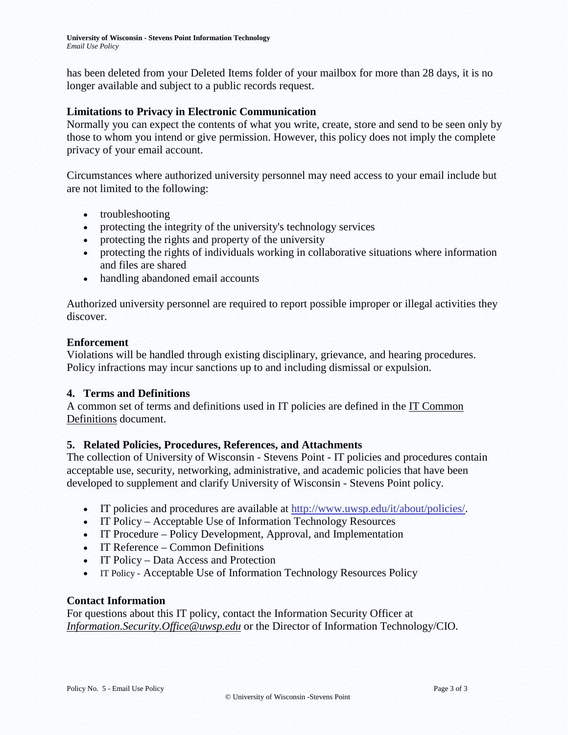has been deleted from your Deleted Items folder of your mailbox for more than 28 days, it is no longer available and subject to a public records request.

### Limitations to Privacy in Electronic Communication

Normally you can expect the contents of what you write, create, store and send to be seen only by those to whom you intend or give permission. However, this policy does not imply the complete privacy of your email account.

Circumstances where authorized university personnel may need access to your email include but are not limited to the following:

- troubleshooting
- protecting the integrity of the university's technology services
- protecting the rights and property of the university
- protecting the rights of individuals working in collaborative situations where information and files are shared
- handling abandoned email accounts

Authorized university personnel are required to report possible improper or illegal activities they discover.

### Enforcement

Violations will be handled through existing disciplinary, grievance, and hearing procedures. Policy infractions may incur sanctions up to and including dismissal or expulsion.

## 4. Terms and Definitions

A common set of terms and definitions used in IT policies are defined in the IT Common Definitions document.

## 5. Related Policies, Procedures, References, and Attachments

The collection of University of Wisconsin - Stevens Point - IT policies and procedures contain acceptable use, security, networking, administrative, and academic policies that have been developed to supplement and clarify University of Wisconsin - Stevens Point policy.

- IT policies and procedures are available at http://www.uwsp.edu/it/about/policies/.
- IT Policy – Acceptable Use of Information Technology Resources
- IT Procedure – Policy Development, Approval, and Implementation
- IT Reference – Common Definitions
- IT Policy – Data Access and Protection
- IT Policy - Acceptable Use of Information Technology Resources Policy

### Contact Information

For questions about this IT policy, contact the Information Security Officer at *Information.Security.Office@uwsp.edu* or the Director of Information Technology/CIO.